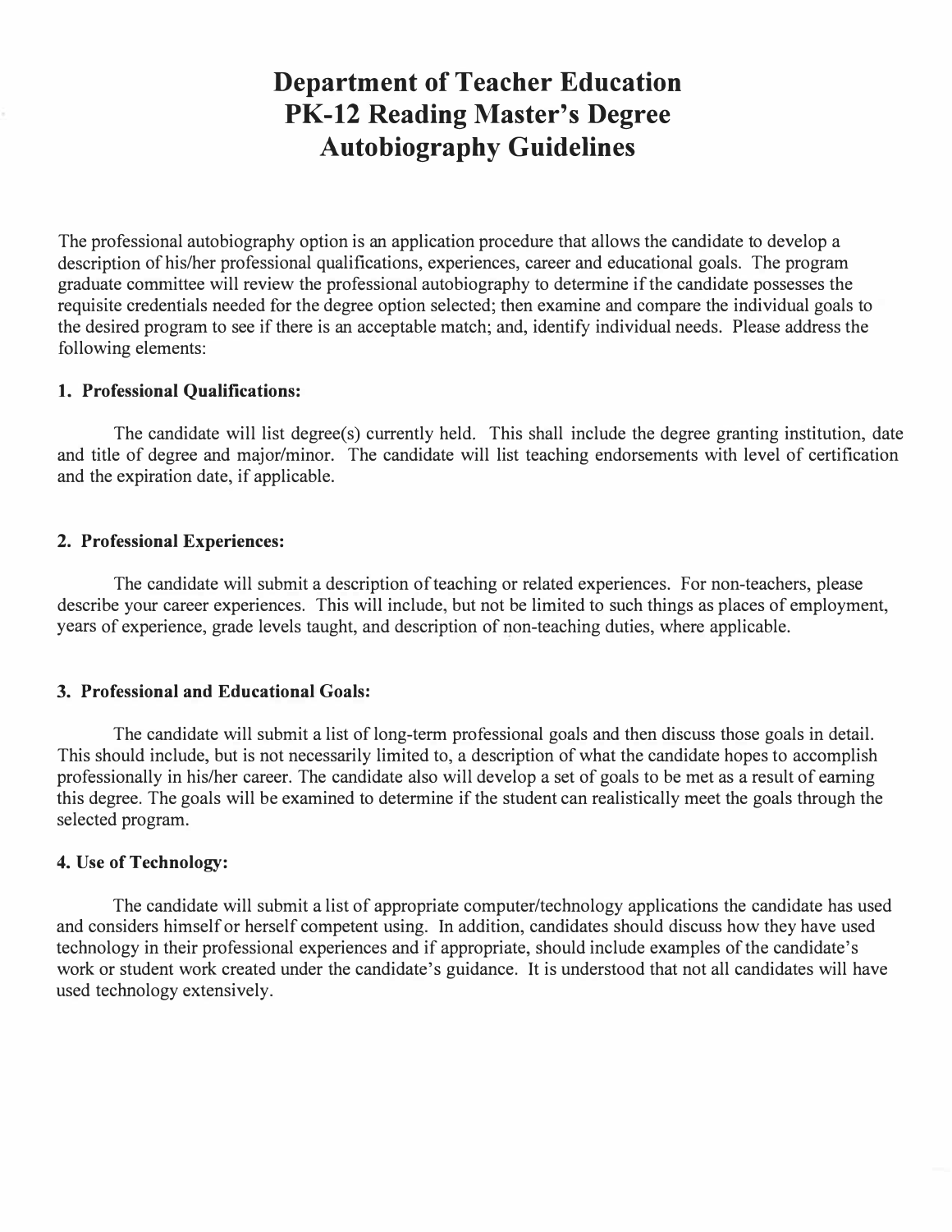# Department of Teacher Education
# PK-12 Reading Master's Degree
# Autobiography Guidelines

The professional autobiography option is an application procedure that allows the candidate to develop a description of his/her professional qualifications, experiences, career and educational goals. The program graduate committee will review the professional autobiography to determine if the candidate possesses the requisite credentials needed for the degree option selected; then examine and compare the individual goals to the desired program to see if there is an acceptable match; and, identify individual needs. Please address the following elements:

### 1. Professional Qualifications:

The candidate will list degree(s) currently held. This shall include the degree granting institution, date and title of degree and major/minor. The candidate will list teaching endorsements with level of certification and the expiration date, if applicable.

### 2. Professional Experiences:

The candidate will submit a description of teaching or related experiences. For non-teachers, please describe your career experiences. This will include, but not be limited to such things as places of employment, years of experience, grade levels taught, and description of non-teaching duties, where applicable.

### 3. Professional and Educational Goals:

The candidate will submit a list of long-term professional goals and then discuss those goals in detail. This should include, but is not necessarily limited to, a description of what the candidate hopes to accomplish professionally in his/her career. The candidate also will develop a set of goals to be met as a result of earning this degree. The goals will be examined to determine if the student can realistically meet the goals through the selected program.

### 4. Use of Technology:

The candidate will submit a list of appropriate computer/technology applications the candidate has used and considers himself or herself competent using. In addition, candidates should discuss how they have used technology in their professional experiences and if appropriate, should include examples of the candidate's work or student work created under the candidate's guidance. It is understood that not all candidates will have used technology extensively.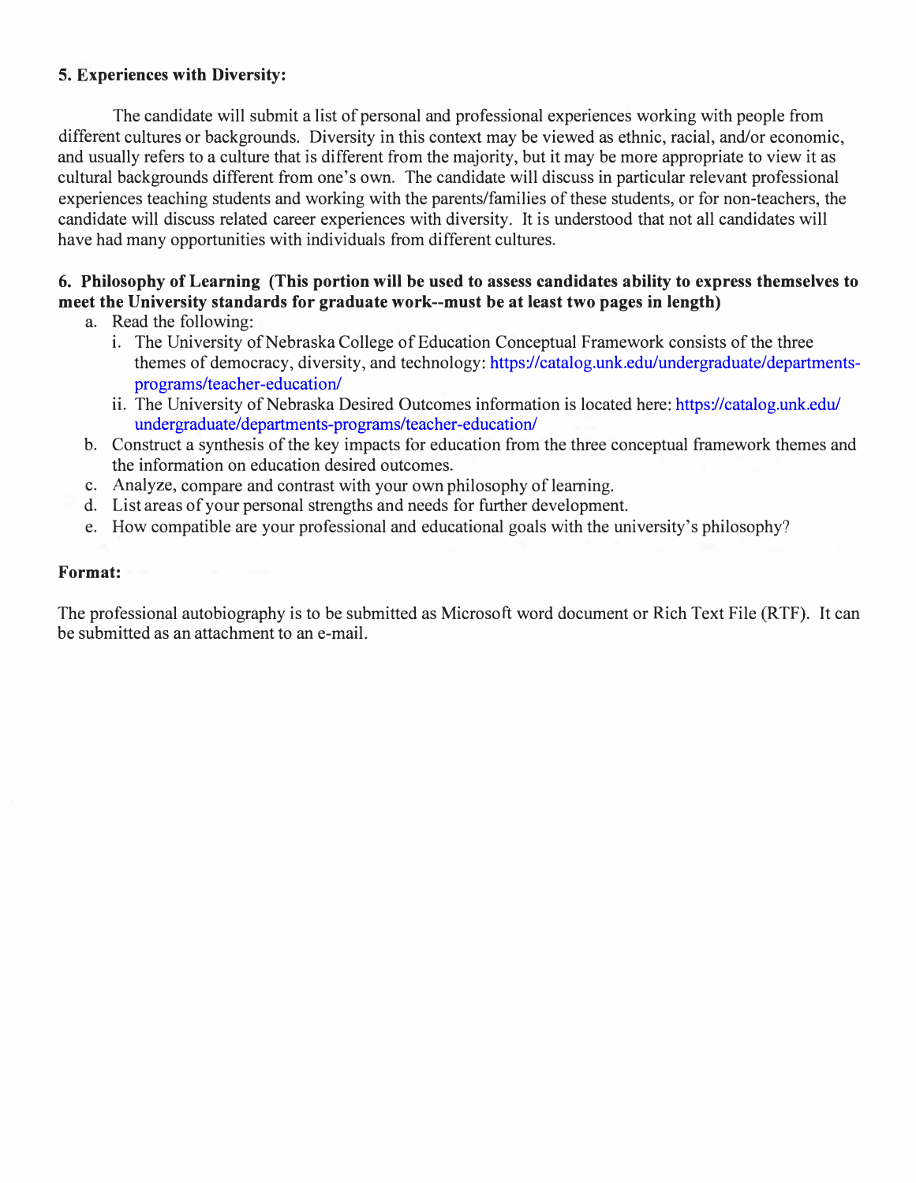**5. Experiences with Diversity:**

The candidate will submit a list of personal and professional experiences working with people from different cultures or backgrounds. Diversity in this context may be viewed as ethnic, racial, and/or economic, and usually refers to a culture that is different from the majority, but it may be more appropriate to view it as cultural backgrounds different from one's own. The candidate will discuss in particular relevant professional experiences teaching students and working with the parents/families of these students, or for non-teachers, the candidate will discuss related career experiences with diversity. It is understood that not all candidates will have had many opportunities with individuals from different cultures.

**6. Philosophy of Learning (This portion will be used to assess candidates ability to express themselves to meet the University standards for graduate work--must be at least two pages in length)**

a. Read the following:
   i. The University of Nebraska College of Education Conceptual Framework consists of the three themes of democracy, diversity, and technology: https://catalog.unk.edu/undergraduate/departments-programs/teacher-education/
   ii. The University of Nebraska Desired Outcomes information is located here: https://catalog.unk.edu/undergraduate/departments-programs/teacher-education/

b. Construct a synthesis of the key impacts for education from the three conceptual framework themes and the information on education desired outcomes.

c. Analyze, compare and contrast with your own philosophy of learning.

d. List areas of your personal strengths and needs for further development.

e. How compatible are your professional and educational goals with the university's philosophy?

**Format:**

The professional autobiography is to be submitted as Microsoft word document or Rich Text File (RTF). It can be submitted as an attachment to an e-mail.